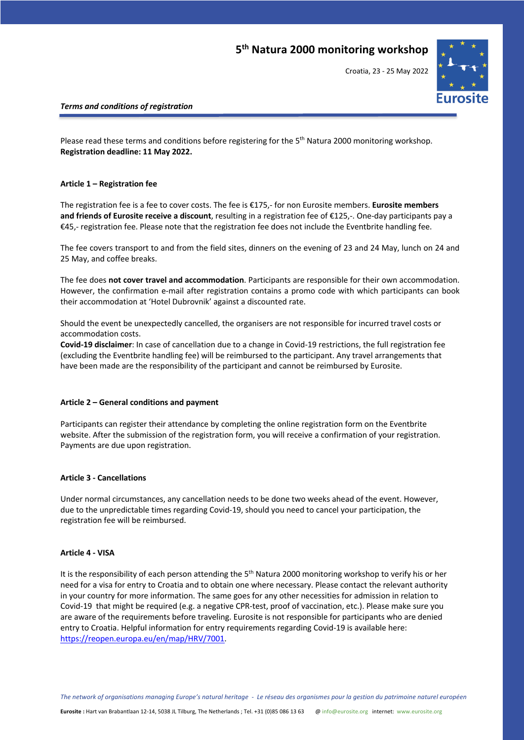# 5th Natura 2000 monitoring workshop

Croatia, 23 - 25 May 2022

***Terms and conditions of registration***

Please read these terms and conditions before registering for the 5th Natura 2000 monitoring workshop.
**Registration deadline: 11 May 2022.**

## Article 1 – Registration fee

The registration fee is a fee to cover costs. The fee is €175,- for non Eurosite members. **Eurosite members and friends of Eurosite receive a discount**, resulting in a registration fee of €125,-. One-day participants pay a €45,- registration fee. Please note that the registration fee does not include the Eventbrite handling fee.

The fee covers transport to and from the field sites, dinners on the evening of 23 and 24 May, lunch on 24 and 25 May, and coffee breaks.

The fee does **not cover travel and accommodation**. Participants are responsible for their own accommodation. However, the confirmation e-mail after registration contains a promo code with which participants can book their accommodation at 'Hotel Dubrovnik' against a discounted rate.

Should the event be unexpectedly cancelled, the organisers are not responsible for incurred travel costs or accommodation costs.
**Covid-19 disclaimer**: In case of cancellation due to a change in Covid-19 restrictions, the full registration fee (excluding the Eventbrite handling fee) will be reimbursed to the participant. Any travel arrangements that have been made are the responsibility of the participant and cannot be reimbursed by Eurosite.

## Article 2 – General conditions and payment

Participants can register their attendance by completing the online registration form on the Eventbrite website. After the submission of the registration form, you will receive a confirmation of your registration. Payments are due upon registration.

## Article 3 - Cancellations

Under normal circumstances, any cancellation needs to be done two weeks ahead of the event. However, due to the unpredictable times regarding Covid-19, should you need to cancel your participation, the registration fee will be reimbursed.

## Article 4 - VISA

It is the responsibility of each person attending the 5th Natura 2000 monitoring workshop to verify his or her need for a visa for entry to Croatia and to obtain one where necessary. Please contact the relevant authority in your country for more information. The same goes for any other necessities for admission in relation to Covid-19 that might be required (e.g. a negative CPR-test, proof of vaccination, etc.). Please make sure you are aware of the requirements before traveling. Eurosite is not responsible for participants who are denied entry to Croatia. Helpful information for entry requirements regarding Covid-19 is available here: https://reopen.europa.eu/en/map/HRV/7001.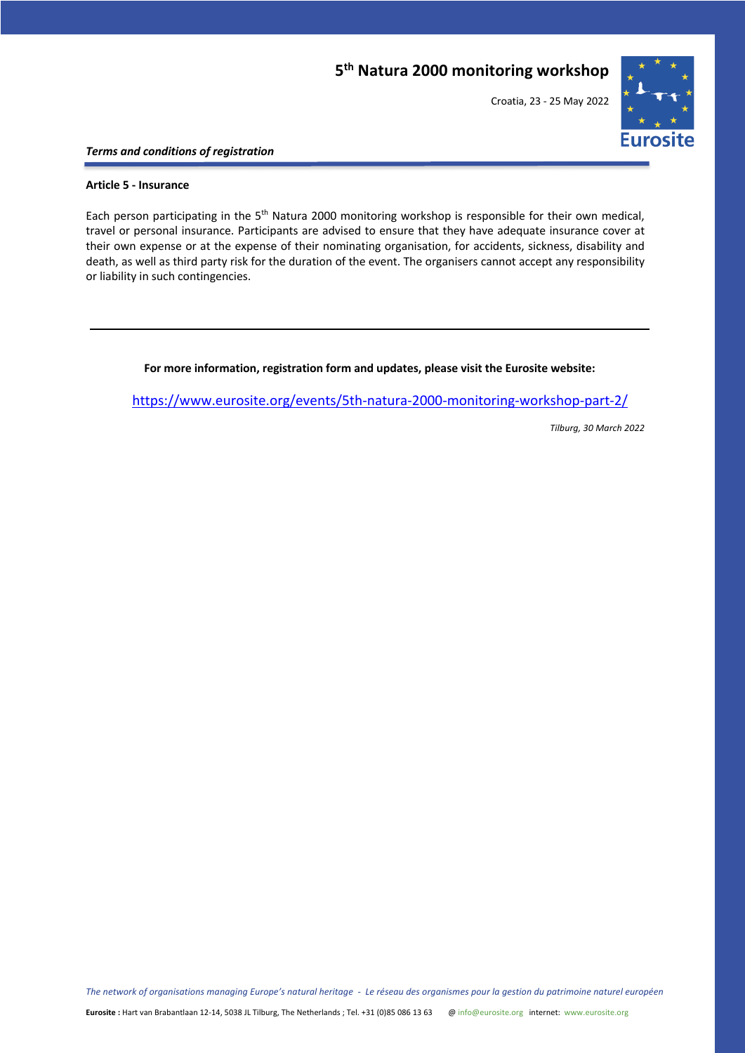*Terms and conditions of registration*

**Article 5 - Insurance**

Each person participating in the 5th Natura 2000 monitoring workshop is responsible for their own medical, travel or personal insurance. Participants are advised to ensure that they have adequate insurance cover at their own expense or at the expense of their nominating organisation, for accidents, sickness, disability and death, as well as third party risk for the duration of the event. The organisers cannot accept any responsibility or liability in such contingencies.

---

**For more information, registration form and updates, please visit the Eurosite website:**

https://www.eurosite.org/events/5th-natura-2000-monitoring-workshop-part-2/

*Tilburg, 30 March 2022*